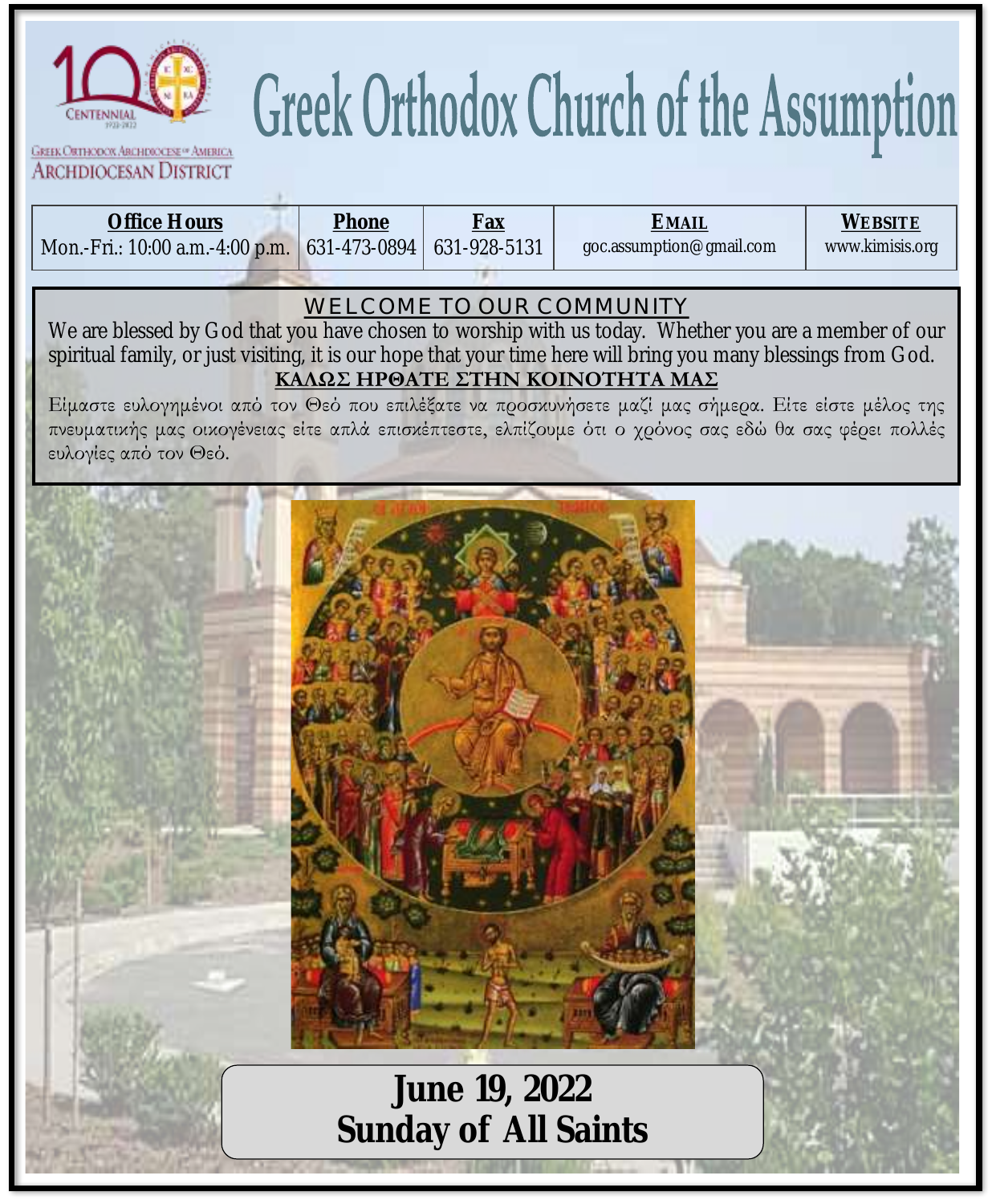# Greek Orthodox Church of the Assumption

Greek Orthodox Archdiocese of America
Archdiocesan District

| Office Hours | Phone | Fax | Email | Website |
|---|---|---|---|---|
| Mon.-Fri.: 10:00 a.m.-4:00 p.m. | 631-473-0894 | 631-928-5131 | goc.assumption@gmail.com | www.kimisis.org |

## WELCOME TO OUR COMMUNITY

We are blessed by God that you have chosen to worship with us today. Whether you are a member of our spiritual family, or just visiting, it is our hope that your time here will bring you many blessings from God.

## ΚΑΛΩΣ ΗΡΘΑΤΕ ΣΤΗΝ ΚΟΙΝΟΤΗΤΑ ΜΑΣ

Είμαστε ευλογημένοι από τον Θεό που επιλέξατε να προσκυνήσετε μαζί μας σήμερα. Είτε είστε μέλος της πνευματικής μας οικογένειας είτε απλά επισκέπτεστε, ελπίζουμε ότι ο χρόνος σας εδώ θα σας φέρει πολλές ευλογίες από τον Θεό.

**June 19, 2022**
**Sunday of All Saints**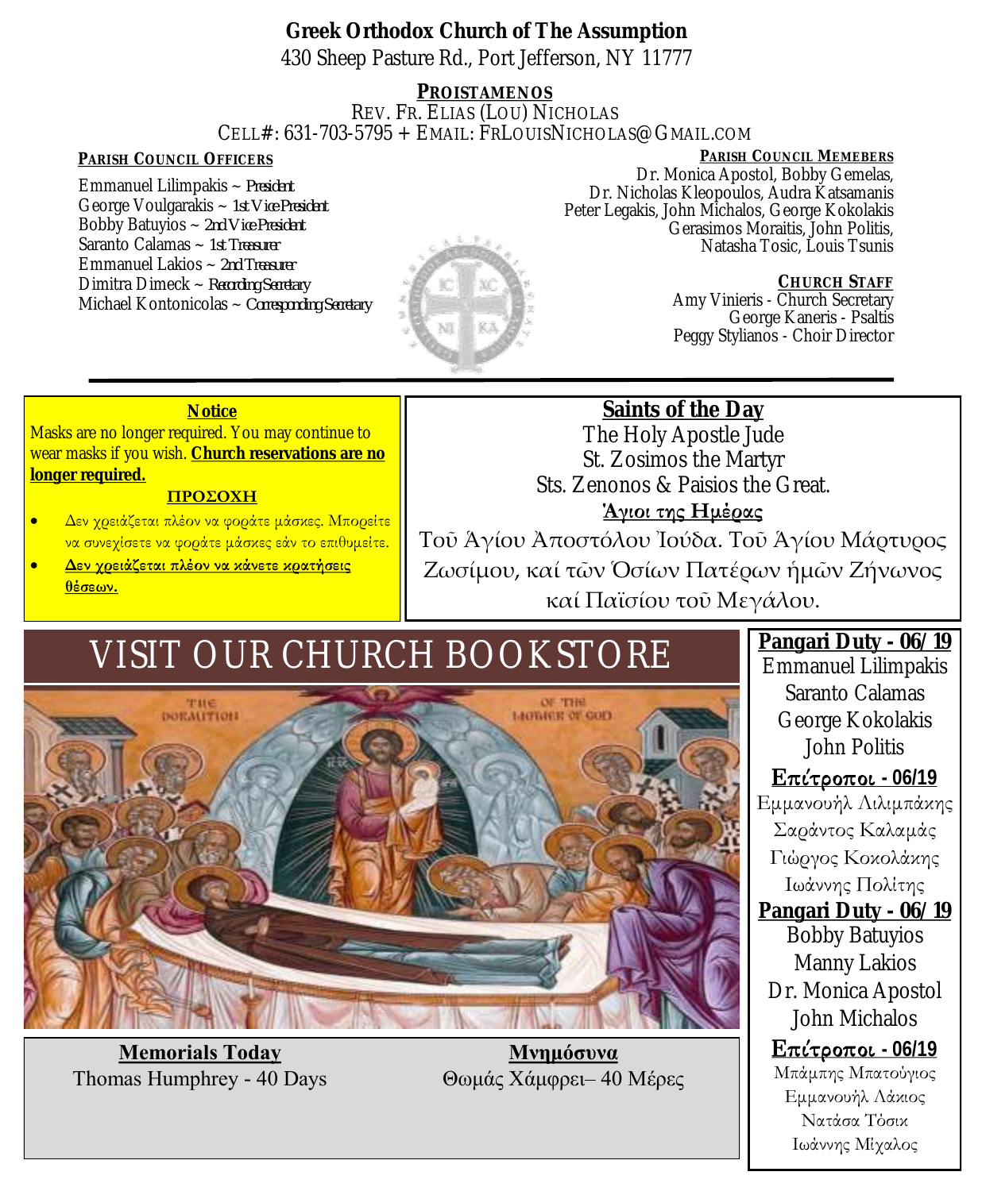# Greek Orthodox Church of The Assumption

430 Sheep Pasture Rd., Port Jefferson, NY 11777

**PROISTAMENOS**

REV. FR. ELIAS (LOU) NICHOLAS

CELL#: 631-703-5795 + EMAIL: FRLOUISNICHOLAS@GMAIL.COM

**PARISH COUNCIL OFFICERS**

Emmanuel Lilimpakis ~ President
George Voulgarakis ~ 1st Vice President
Bobby Batuyios ~ 2nd Vice President
Saranto Calamas ~ 1st Treasurer
Emmanuel Lakios ~ 2nd Treasurer
Dimitra Dimeck ~ Recording Secretary
Michael Kontonicolas ~ Corresponding Secretary

**PARISH COUNCIL MEMEBERS**

Dr. Monica Apostol, Bobby Gemelas, Dr. Nicholas Kleopoulos, Audra Katsamanis, Peter Legakis, John Michalos, George Kokolakis, Gerasimos Moraitis, John Politis, Natasha Tosic, Louis Tsunis

**CHURCH STAFF**

Amy Vinieris - Church Secretary
George Kaneris - Psaltis
Peggy Stylianos - Choir Director

---

**Notice**

Masks are no longer required. You may continue to wear masks if you wish. **Church reservations are no longer required.**

**ΠΡΟΣΟΧΗ**

- Δεν χρειάζεται πλέον να φοράτε μάσκες. Μπορείτε να συνεχίσετε να φοράτε μάσκες εάν το επιθυμείτε.
- **Δεν χρειάζεται πλέον να κάνετε κρατήσεις θέσεων.**

**Saints of the Day**

The Holy Apostle Jude
St. Zosimos the Martyr
Sts. Zenonos & Paisios the Great.

**Ἁγιοι της Ημέρας**

Τοῦ Ἁγίου Ἀποστόλου Ἰούδα. Τοῦ Ἁγίου Μάρτυρος Ζωσίμου, καί τῶν Ὁσίων Πατέρων ἡμῶν Ζήνωνος καί Παϊσίου τοῦ Μεγάλου.

## VISIT OUR CHURCH BOOKSTORE

**Memorials Today**

Thomas Humphrey - 40 Days

**Μνημόσυνα**

Θωμάς Χάμφρει– 40 Μέρες

**Pangari Duty - 06/19**

Emmanuel Lilimpakis
Saranto Calamas
George Kokolakis
John Politis

**Επίτροποι - 06/19**

Εμμανουήλ Λιλιμπάκης
Σαράντος Καλαμάς
Γιώργος Κοκολάκης
Ιωάννης Πολίτης

**Pangari Duty - 06/19**

Bobby Batuyios
Manny Lakios
Dr. Monica Apostol
John Michalos

**Επίτροποι - 06/19**

Μπάμπης Μπατούγιος
Εμμανουήλ Λάκιος
Νατάσα Τόσικ
Ιωάννης Μίχαλος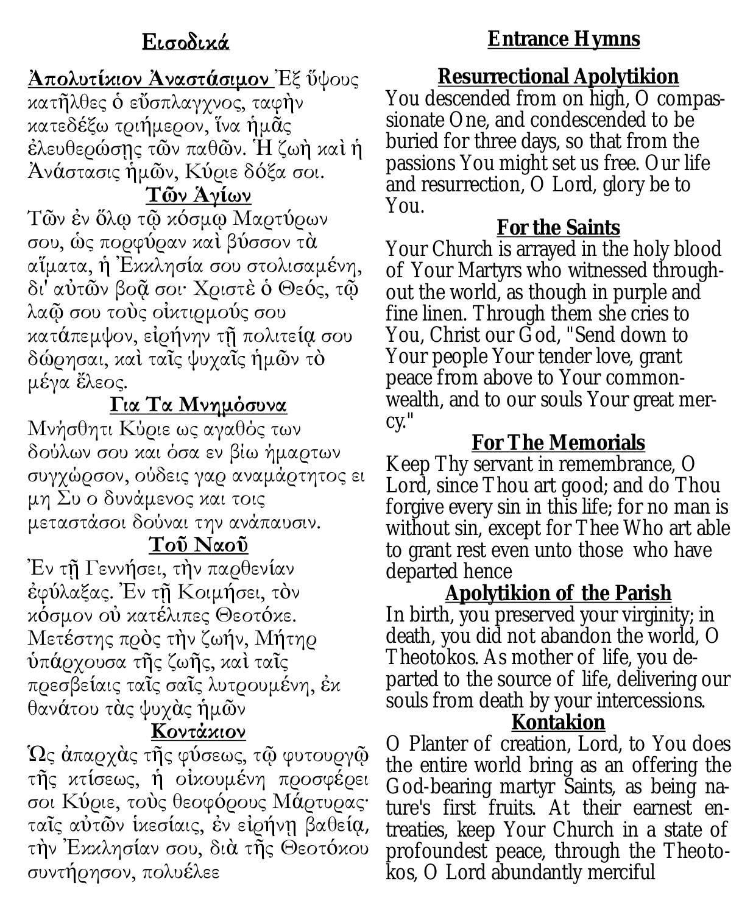## Εισοδικά

**Ἀπολυτίκιον Ἀναστάσιμον** Ἐξ ὕψους κατῆλθες ὁ εὔσπλαγχνος, ταφὴν κατεδέξω τριήμερον, ἵνα ἡμᾶς ἐλευθερώσῃς τῶν παθῶν. Ἡ ζωὴ καὶ ἡ Ἀνάστασις ἡμῶν, Κύριε δόξα σοι.

### Τῶν Ἁγίων

Τῶν ἐν ὅλῳ τῷ κόσμῳ Μαρτύρων σου, ὡς πορφύραν καὶ βύσσον τὰ αἵματα, ἡ Ἐκκλησία σου στολισαμένη, δι' αὐτῶν βοᾷ σοι· Χριστὲ ὁ Θεός, τῷ λαῷ σου τοὺς οἰκτιρμούς σου κατάπεμψον, εἰρήνην τῇ πολιτείᾳ σου δώρησαι, καὶ ταῖς ψυχαῖς ἡμῶν τὸ μέγα ἔλεος.

### Για Τα Μνημόσυνα

Μνήσθητι Κύριε ως αγαθός των δούλων σου και όσα εν βίω ήμαρτων συγχώρσον, ούδεις γαρ αναμάρτητος ει μη Συ ο δυνάμενος και τοις μεταστάσοι δούναι την ανάπαυσιν.

### Τοῦ Ναοῦ

Ἐν τῇ Γεννήσει, τὴν παρθενίαν ἐφύλαξας. Ἐν τῇ Κοιμήσει, τὸν κόσμον οὐ κατέλιπες Θεοτόκε. Μετέστης πρὸς τὴν ζωήν, Μήτηρ ὑπάρχουσα τῆς ζωῆς, καὶ ταῖς πρεσβείαις ταῖς σαῖς λυτρουμένη, ἐκ θανάτου τὰς ψυχὰς ἡμῶν

### Κοντάκιον

Ὡς ἀπαρχὰς τῆς φύσεως, τῷ φυτουργῷ τῆς κτίσεως, ἡ οἰκουμένη προσφέρει σοι Κύριε, τοὺς θεοφόρους Μάρτυρας· ταῖς αὐτῶν ἱκεσίαις, ἐν εἰρήνῃ βαθείᾳ, τὴν Ἐκκλησίαν σου, διὰ τῆς Θεοτόκου συντήρησον, πολυέλεε

## Entrance Hymns

### Resurrectional Apolytikion

You descended from on high, O compassionate One, and condescended to be buried for three days, so that from the passions You might set us free. Our life and resurrection, O Lord, glory be to You.

### For the Saints

Your Church is arrayed in the holy blood of Your Martyrs who witnessed throughout the world, as though in purple and fine linen. Through them she cries to You, Christ our God, "Send down to Your people Your tender love, grant peace from above to Your commonwealth, and to our souls Your great mercy."

### For The Memorials

Keep Thy servant in remembrance, O Lord, since Thou art good; and do Thou forgive every sin in this life; for no man is without sin, except for Thee Who art able to grant rest even unto those who have departed hence

### Apolytikion of the Parish

In birth, you preserved your virginity; in death, you did not abandon the world, O Theotokos. As mother of life, you departed to the source of life, delivering our souls from death by your intercessions.

### Kontakion

O Planter of creation, Lord, to You does the entire world bring as an offering the God-bearing martyr Saints, as being nature's first fruits. At their earnest entreaties, keep Your Church in a state of profoundest peace, through the Theotokos, O Lord abundantly merciful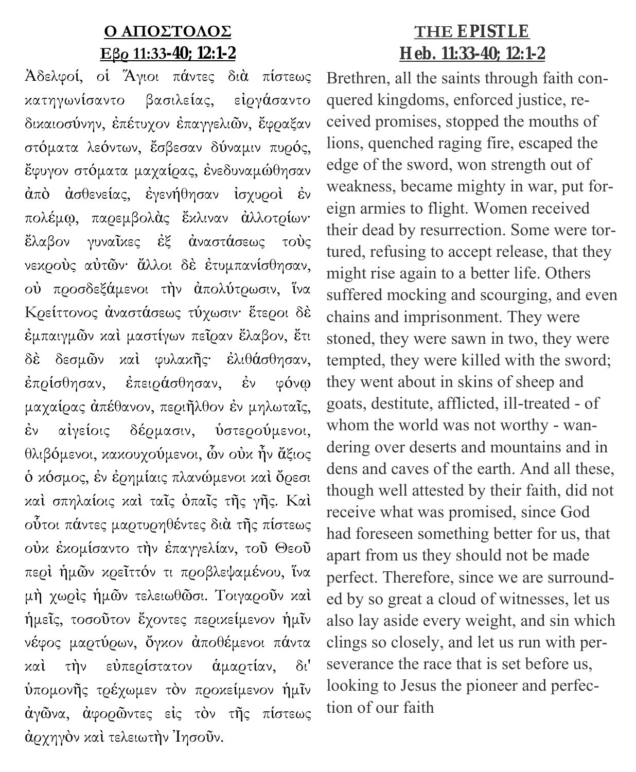## **Ο ΑΠΟΣΤΟΛΟΣ**

## **Εβρ 11:33-40; 12:1-2**

Ἀδελφοί, οἱ Ἅγιοι πάντες διὰ πίστεως κατηγωνίσαντο βασιλείας, εἰργάσαντο δικαιοσύνην, ἐπέτυχον ἐπαγγελιῶν, ἔφραξαν στόματα λεόντων, ἔσβεσαν δύναμιν πυρός, ἔφυγον στόματα μαχαίρας, ἐνεδυναμώθησαν ἀπὸ ἀσθενείας, ἐγενήθησαν ἰσχυροὶ ἐν πολέμῳ, παρεμβολὰς ἔκλιναν ἀλλοτρίων· ἔλαβον γυναῖκες ἐξ ἀναστάσεως τοὺς νεκροὺς αὐτῶν· ἄλλοι δὲ ἐτυμπανίσθησαν, οὐ προσδεξάμενοι τὴν ἀπολύτρωσιν, ἵνα Κρείττονος ἀναστάσεως τύχωσιν· ἕτεροι δὲ ἐμπαιγμῶν καὶ μαστίγων πεῖραν ἔλαβον, ἔτι δὲ δεσμῶν καὶ φυλακῆς· ἐλιθάσθησαν, ἐπρίσθησαν, ἐπειράσθησαν, ἐν φόνῳ μαχαίρας ἀπέθανον, περιῆλθον ἐν μηλωταῖς, ἐν αἰγείοις δέρμασιν, ὑστερούμενοι, θλιβόμενοι, κακουχούμενοι, ὧν οὐκ ἦν ἄξιος ὁ κόσμος, ἐν ἐρημίαις πλανώμενοι καὶ ὄρεσι καὶ σπηλαίοις καὶ ταῖς ὀπαῖς τῆς γῆς. Καὶ οὗτοι πάντες μαρτυρηθέντες διὰ τῆς πίστεως οὐκ ἐκομίσαντο τὴν ἐπαγγελίαν, τοῦ Θεοῦ περὶ ἡμῶν κρεῖττόν τι προβλεψαμένου, ἵνα μὴ χωρὶς ἡμῶν τελειωθῶσι. Τοιγαροῦν καὶ ἡμεῖς, τοσοῦτον ἔχοντες περικείμενον ἡμῖν νέφος μαρτύρων, ὄγκον ἀποθέμενοι πάντα καὶ τὴν εὐπερίστατον ἁμαρτίαν, δι' ὑπομονῆς τρέχωμεν τὸν προκείμενον ἡμῖν ἀγῶνα, ἀφορῶντες εἰς τὸν τῆς πίστεως ἀρχηγὸν καὶ τελειωτὴν Ἰησοῦν.

## **THE EPISTLE**

## **Heb. 11:33-40; 12:1-2**

Brethren, all the saints through faith conquered kingdoms, enforced justice, received promises, stopped the mouths of lions, quenched raging fire, escaped the edge of the sword, won strength out of weakness, became mighty in war, put foreign armies to flight. Women received their dead by resurrection. Some were tortured, refusing to accept release, that they might rise again to a better life. Others suffered mocking and scourging, and even chains and imprisonment. They were stoned, they were sawn in two, they were tempted, they were killed with the sword; they went about in skins of sheep and goats, destitute, afflicted, ill-treated - of whom the world was not worthy - wandering over deserts and mountains and in dens and caves of the earth. And all these, though well attested by their faith, did not receive what was promised, since God had foreseen something better for us, that apart from us they should not be made perfect. Therefore, since we are surrounded by so great a cloud of witnesses, let us also lay aside every weight, and sin which clings so closely, and let us run with perseverance the race that is set before us, looking to Jesus the pioneer and perfection of our faith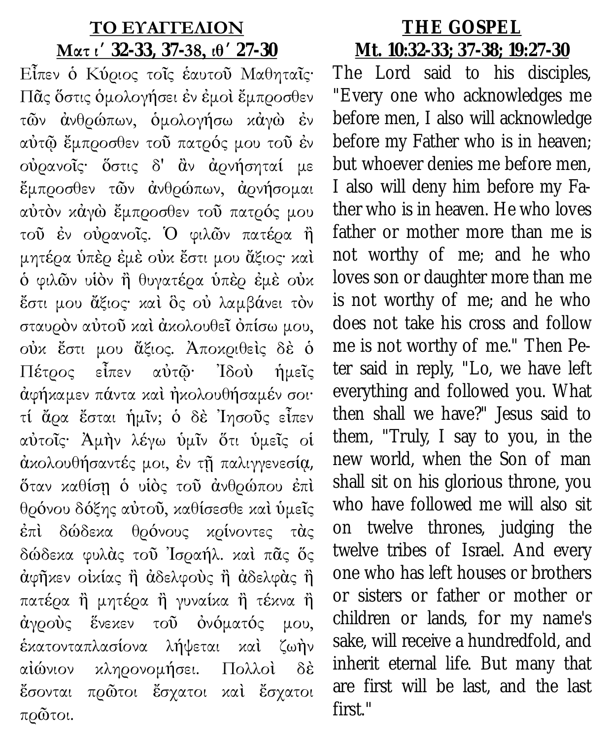## ΤΟ ΕΥΑΓΓΕΛΙΟΝ

**Ματ ι΄ 32-33, 37-38, ιθ΄ 27-30**

Εἶπεν ὁ Κύριος τοῖς ἑαυτοῦ Μαθηταῖς· Πᾶς ὅστις ὁμολογήσει ἐν ἐμοὶ ἔμπροσθεν τῶν ἀνθρώπων, ὁμολογήσω κἀγὼ ἐν αὐτῷ ἔμπροσθεν τοῦ πατρός μου τοῦ ἐν οὐρανοῖς· ὅστις δ' ἂν ἀρνήσηταί με ἔμπροσθεν τῶν ἀνθρώπων, ἀρνήσομαι αὐτὸν κἀγὼ ἔμπροσθεν τοῦ πατρός μου τοῦ ἐν οὐρανοῖς. Ὁ φιλῶν πατέρα ἢ μητέρα ὑπὲρ ἐμὲ οὐκ ἔστι μου ἄξιος· καὶ ὁ φιλῶν υἱὸν ἢ θυγατέρα ὑπὲρ ἐμὲ οὐκ ἔστι μου ἄξιος· καὶ ὃς οὐ λαμβάνει τὸν σταυρὸν αὐτοῦ καὶ ἀκολουθεῖ ὀπίσω μου, οὐκ ἔστι μου ἄξιος. Ἀποκριθεὶς δὲ ὁ Πέτρος εἶπεν αὐτῷ· Ἰδοὺ ἡμεῖς ἀφήκαμεν πάντα καὶ ἠκολουθήσαμέν σοι· τί ἄρα ἔσται ἡμῖν; ὁ δὲ Ἰησοῦς εἶπεν αὐτοῖς· Ἀμὴν λέγω ὑμῖν ὅτι ὑμεῖς οἱ ἀκολουθήσαντές μοι, ἐν τῇ παλιγγενεσίᾳ, ὅταν καθίσῃ ὁ υἱὸς τοῦ ἀνθρώπου ἐπὶ θρόνου δόξης αὐτοῦ, καθίσεσθε καὶ ὑμεῖς ἐπὶ δώδεκα θρόνους κρίνοντες τὰς δώδεκα φυλὰς τοῦ Ἰσραήλ. καὶ πᾶς ὅς ἀφῆκεν οἰκίας ἢ ἀδελφοὺς ἢ ἀδελφὰς ἢ πατέρα ἢ μητέρα ἢ γυναίκα ἢ τέκνα ἢ ἀγροὺς ἕνεκεν τοῦ ὀνόματός μου, ἑκατονταπλασίονα λήψεται καὶ ζωὴν αἰώνιον κληρονομήσει. Πολλοὶ δὲ ἔσονται πρῶτοι ἔσχατοι καὶ ἔσχατοι πρῶτοι.

## THE GOSPEL

**Mt. 10:32-33; 37-38; 19:27-30**

The Lord said to his disciples, "Every one who acknowledges me before men, I also will acknowledge before my Father who is in heaven; but whoever denies me before men, I also will deny him before my Father who is in heaven. He who loves father or mother more than me is not worthy of me; and he who loves son or daughter more than me is not worthy of me; and he who does not take his cross and follow me is not worthy of me." Then Peter said in reply, "Lo, we have left everything and followed you. What then shall we have?" Jesus said to them, "Truly, I say to you, in the new world, when the Son of man shall sit on his glorious throne, you who have followed me will also sit on twelve thrones, judging the twelve tribes of Israel. And every one who has left houses or brothers or sisters or father or mother or children or lands, for my name's sake, will receive a hundredfold, and inherit eternal life. But many that are first will be last, and the last first."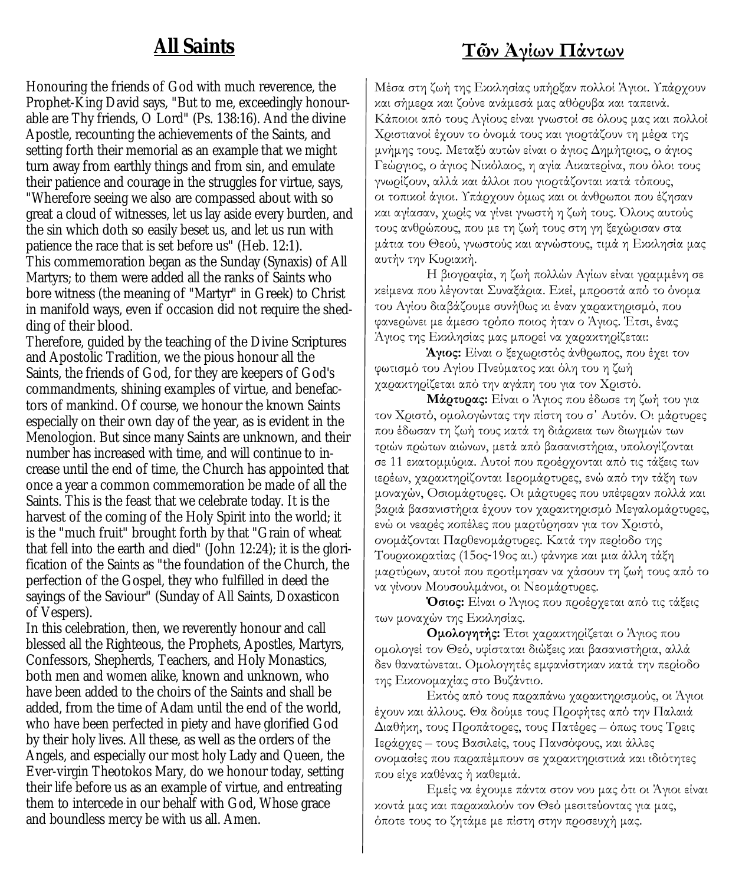# All Saints

Honouring the friends of God with much reverence, the Prophet-King David says, "But to me, exceedingly honourable are Thy friends, O Lord" (Ps. 138:16). And the divine Apostle, recounting the achievements of the Saints, and setting forth their memorial as an example that we might turn away from earthly things and from sin, and emulate their patience and courage in the struggles for virtue, says, "Wherefore seeing we also are compassed about with so great a cloud of witnesses, let us lay aside every burden, and the sin which doth so easily beset us, and let us run with patience the race that is set before us" (Heb. 12:1).

This commemoration began as the Sunday (Synaxis) of All Martyrs; to them were added all the ranks of Saints who bore witness (the meaning of "Martyr" in Greek) to Christ in manifold ways, even if occasion did not require the shedding of their blood.

Therefore, guided by the teaching of the Divine Scriptures and Apostolic Tradition, we the pious honour all the Saints, the friends of God, for they are keepers of God's commandments, shining examples of virtue, and benefactors of mankind. Of course, we honour the known Saints especially on their own day of the year, as is evident in the Menologion. But since many Saints are unknown, and their number has increased with time, and will continue to increase until the end of time, the Church has appointed that once a year a common commemoration be made of all the Saints. This is the feast that we celebrate today. It is the harvest of the coming of the Holy Spirit into the world; it is the "much fruit" brought forth by that "Grain of wheat that fell into the earth and died" (John 12:24); it is the glorification of the Saints as "the foundation of the Church, the perfection of the Gospel, they who fulfilled in deed the sayings of the Saviour" (Sunday of All Saints, Doxasticon of Vespers).

In this celebration, then, we reverently honour and call blessed all the Righteous, the Prophets, Apostles, Martyrs, Confessors, Shepherds, Teachers, and Holy Monastics, both men and women alike, known and unknown, who have been added to the choirs of the Saints and shall be added, from the time of Adam until the end of the world, who have been perfected in piety and have glorified God by their holy lives. All these, as well as the orders of the Angels, and especially our most holy Lady and Queen, the Ever-virgin Theotokos Mary, do we honour today, setting their life before us as an example of virtue, and entreating them to intercede in our behalf with God, Whose grace and boundless mercy be with us all. Amen.

# Τῶν Ἁγίων Πάντων

Μέσα στη ζωή της Εκκλησίας υπήρξαν πολλοί Άγιοι. Υπάρχουν και σήμερα και ζούνε ανάμεσά μας αθόρυβα και ταπεινά. Κάποιοι από τους Αγίους είναι γνωστοί σε όλους μας και πολλοί Χριστιανοί έχουν το όνομά τους και γιορτάζουν τη μέρα της μνήμης τους. Μεταξύ αυτών είναι ο άγιος Δημήτριος, ο άγιος Γεώργιος, ο άγιος Νικόλαος, η αγία Αικατερίνα, που όλοι τους γνωρίζουν, αλλά και άλλοι που γιορτάζονται κατά τόπους, οι τοπικοί άγιοι. Υπάρχουν όμως και οι άνθρωποι που έζησαν και αγίασαν, χωρίς να γίνει γνωστή η ζωή τους. Όλους αυτούς τους ανθρώπους, που με τη ζωή τους στη γη ξεχώρισαν στα μάτια του Θεού, γνωστούς και αγνώστους, τιμά η Εκκλησία μας αυτήν την Κυριακή.

Η βιογραφία, η ζωή πολλών Αγίων είναι γραμμένη σε κείμενα που λέγονται Συναξάρια. Εκεί, μπροστά από το όνομα του Αγίου διαβάζουμε συνήθως κι έναν χαρακτηρισμό, που φανερώνει με άμεσο τρόπο ποιος ήταν ο Άγιος. Έτσι, ένας Άγιος της Εκκλησίας μας μπορεί να χαρακτηρίζεται:

**Άγιος:** Είναι ο ξεχωριστός άνθρωπος, που έχει τον φωτισμό του Αγίου Πνεύματος και όλη του η ζωή χαρακτηρίζεται από την αγάπη του για τον Χριστό.

**Μάρτυρας:** Είναι ο Άγιος που έδωσε τη ζωή του για τον Χριστό, ομολογώντας την πίστη του σ' Αυτόν. Οι μάρτυρες που έδωσαν τη ζωή τους κατά τη διάρκεια των διωγμών των τριών πρώτων αιώνων, μετά από βασανιστήρια, υπολογίζονται σε 11 εκατομμύρια. Αυτοί που προέρχονται από τις τάξεις των ιερέων, χαρακτηρίζονται Ιερομάρτυρες, ενώ από την τάξη των μοναχών, Οσιομάρτυρες. Οι μάρτυρες που υπέφεραν πολλά και βαριά βασανιστήρια έχουν τον χαρακτηρισμό Μεγαλομάρτυρες, ενώ οι νεαρές κοπέλες που μαρτύρησαν για τον Χριστό, ονομάζονται Παρθενομάρτυρες. Κατά την περίοδο της Τουρκοκρατίας (15ος-19ος αι.) φάνηκε και μια άλλη τάξη μαρτύρων, αυτοί που προτίμησαν να χάσουν τη ζωή τους από το να γίνουν Μουσουλμάνοι, οι Νεομάρτυρες.

**Όσιος:** Είναι ο Άγιος που προέρχεται από τις τάξεις των μοναχών της Εκκλησίας.

**Ομολογητής:** Έτσι χαρακτηρίζεται ο Άγιος που ομολογεί τον Θεό, υφίσταται διώξεις και βασανιστήρια, αλλά δεν θανατώνεται. Ομολογητές εμφανίστηκαν κατά την περίοδο της Εικονομαχίας στο Βυζάντιο.

Εκτός από τους παραπάνω χαρακτηρισμούς, οι Άγιοι έχουν και άλλους. Θα δούμε τους Προφήτες από την Παλαιά Διαθήκη, τους Προπάτορες, τους Πατέρες – όπως τους Τρεις Ιεράρχες – τους Βασιλείς, τους Πανσόφους, και άλλες ονομασίες που παραπέμπουν σε χαρακτηριστικά και ιδιότητες που είχε καθένας ή καθεμιά.

Εμείς να έχουμε πάντα στον νου μας ότι οι Άγιοι είναι κοντά μας και παρακαλούν τον Θεό μεσιτεύοντας για μας, όποτε τους το ζητάμε με πίστη στην προσευχή μας.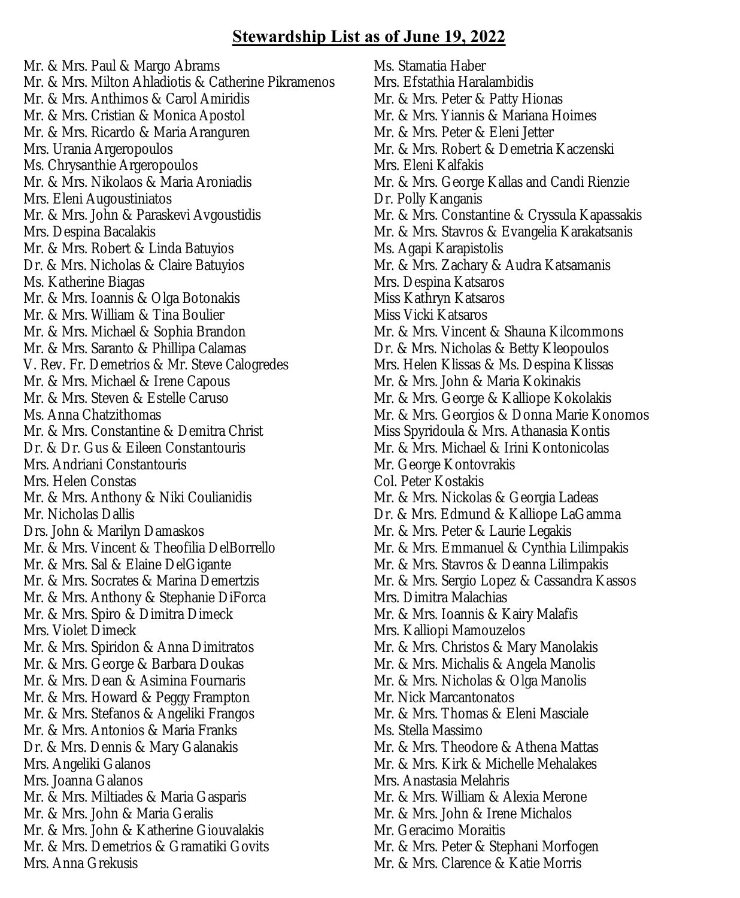# Stewardship List as of June 19, 2022

Mr. & Mrs. Paul & Margo Abrams
Mr. & Mrs. Milton Ahladiotis & Catherine Pikramenos
Mr. & Mrs. Anthimos & Carol Amiridis
Mr. & Mrs. Cristian & Monica Apostol
Mr. & Mrs. Ricardo & Maria Aranguren
Mrs. Urania Argeropoulos
Ms. Chrysanthie Argeropoulos
Mr. & Mrs. Nikolaos & Maria Aroniadis
Mrs. Eleni Augoustiniatos
Mr. & Mrs. John & Paraskevi Avgoustidis
Mrs. Despina Bacalakis
Mr. & Mrs. Robert & Linda Batuyios
Dr. & Mrs. Nicholas & Claire Batuyios
Ms. Katherine Biagas
Mr. & Mrs. Ioannis & Olga Botonakis
Mr. & Mrs. William & Tina Boulier
Mr. & Mrs. Michael & Sophia Brandon
Mr. & Mrs. Saranto & Phillipa Calamas
V. Rev. Fr. Demetrios & Mr. Steve Calogredes
Mr. & Mrs. Michael & Irene Capous
Mr. & Mrs. Steven & Estelle Caruso
Ms. Anna Chatzithomas
Mr. & Mrs. Constantine & Demitra Christ
Dr. & Dr. Gus & Eileen Constantouris
Mrs. Andriani Constantouris
Mrs. Helen Constas
Mr. & Mrs. Anthony & Niki Coulianidis
Mr. Nicholas Dallis
Drs. John & Marilyn Damaskos
Mr. & Mrs. Vincent & Theofilia DelBorrello
Mr. & Mrs. Sal & Elaine DelGigante
Mr. & Mrs. Socrates & Marina Demertzis
Mr. & Mrs. Anthony & Stephanie DiForca
Mr. & Mrs. Spiro & Dimitra Dimeck
Mrs. Violet Dimeck
Mr. & Mrs. Spiridon & Anna Dimitratos
Mr. & Mrs. George & Barbara Doukas
Mr. & Mrs. Dean & Asimina Fournaris
Mr. & Mrs. Howard & Peggy Frampton
Mr. & Mrs. Stefanos & Angeliki Frangos
Mr. & Mrs. Antonios & Maria Franks
Dr. & Mrs. Dennis & Mary Galanakis
Mrs. Angeliki Galanos
Mrs. Joanna Galanos
Mr. & Mrs. Miltiades & Maria Gasparis
Mr. & Mrs. John & Maria Geralis
Mr. & Mrs. John & Katherine Giouvalakis
Mr. & Mrs. Demetrios & Gramatiki Govits
Mrs. Anna Grekusis
Ms. Stamatia Haber
Mrs. Efstathia Haralambidis
Mr. & Mrs. Peter & Patty Hionas
Mr. & Mrs. Yiannis & Mariana Hoimes
Mr. & Mrs. Peter & Eleni Jetter
Mr. & Mrs. Robert & Demetria Kaczenski
Mrs. Eleni Kalfakis
Mr. & Mrs. George Kallas and Candi Rienzie
Dr. Polly Kanganis
Mr. & Mrs. Constantine & Cryssula Kapassakis
Mr. & Mrs. Stavros & Evangelia Karakatsanis
Ms. Agapi Karapistolis
Mr. & Mrs. Zachary & Audra Katsamanis
Mrs. Despina Katsaros
Miss Kathryn Katsaros
Miss Vicki Katsaros
Mr. & Mrs. Vincent & Shauna Kilcommons
Dr. & Mrs. Nicholas & Betty Kleopoulos
Mrs. Helen Klissas & Ms. Despina Klissas
Mr. & Mrs. John & Maria Kokinakis
Mr. & Mrs. George & Kalliope Kokolakis
Mr. & Mrs. Georgios & Donna Marie Konomos
Miss Spyridoula & Mrs. Athanasia Kontis
Mr. & Mrs. Michael & Irini Kontonicolas
Mr. George Kontovrakis
Col. Peter Kostakis
Mr. & Mrs. Nickolas & Georgia Ladeas
Dr. & Mrs. Edmund & Kalliope LaGamma
Mr. & Mrs. Peter & Laurie Legakis
Mr. & Mrs. Emmanuel & Cynthia Lilimpakis
Mr. & Mrs. Stavros & Deanna Lilimpakis
Mr. & Mrs. Sergio Lopez & Cassandra Kassos
Mrs. Dimitra Malachias
Mr. & Mrs. Ioannis & Kairy Malafis
Mrs. Kalliopi Mamouzelos
Mr. & Mrs. Christos & Mary Manolakis
Mr. & Mrs. Michalis & Angela Manolis
Mr. & Mrs. Nicholas & Olga Manolis
Mr. Nick Marcantonatos
Mr. & Mrs. Thomas & Eleni Masciale
Ms. Stella Massimo
Mr. & Mrs. Theodore & Athena Mattas
Mr. & Mrs. Kirk & Michelle Mehalakes
Mrs. Anastasia Melahris
Mr. & Mrs. William & Alexia Merone
Mr. & Mrs. John & Irene Michalos
Mr. Geracimo Moraitis
Mr. & Mrs. Peter & Stephani Morfogen
Mr. & Mrs. Clarence & Katie Morris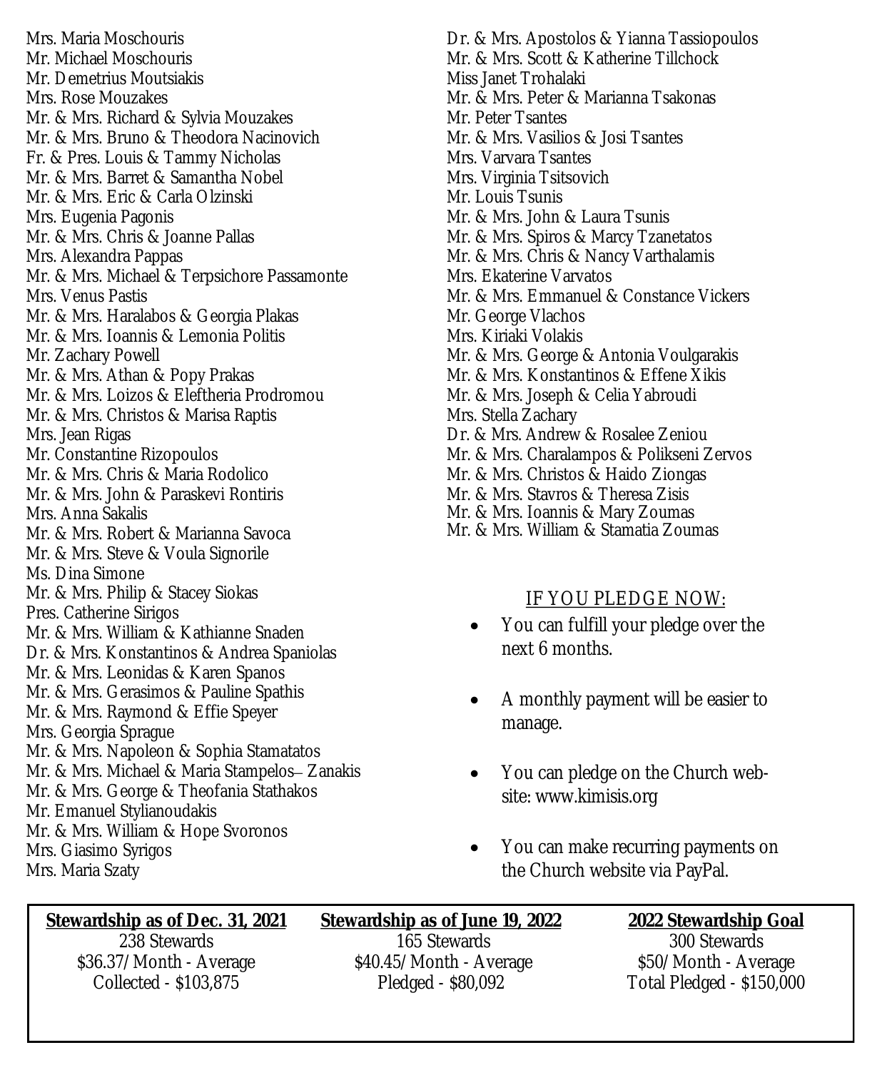Mrs. Maria Moschouris
Mr. Michael Moschouris
Mr. Demetrius Moutsiakis
Mrs. Rose Mouzakes
Mr. & Mrs. Richard & Sylvia Mouzakes
Mr. & Mrs. Bruno & Theodora Nacinovich
Fr. & Pres. Louis & Tammy Nicholas
Mr. & Mrs. Barret & Samantha Nobel
Mr. & Mrs. Eric & Carla Olzinski
Mrs. Eugenia Pagonis
Mr. & Mrs. Chris & Joanne Pallas
Mrs. Alexandra Pappas
Mr. & Mrs. Michael & Terpsichore Passamonte
Mrs. Venus Pastis
Mr. & Mrs. Haralabos & Georgia Plakas
Mr. & Mrs. Ioannis & Lemonia Politis
Mr. Zachary Powell
Mr. & Mrs. Athan & Popy Prakas
Mr. & Mrs. Loizos & Eleftheria Prodromou
Mr. & Mrs. Christos & Marisa Raptis
Mrs. Jean Rigas
Mr. Constantine Rizopoulos
Mr. & Mrs. Chris & Maria Rodolico
Mr. & Mrs. John & Paraskevi Rontiris
Mrs. Anna Sakalis
Mr. & Mrs. Robert & Marianna Savoca
Mr. & Mrs. Steve & Voula Signorile
Ms. Dina Simone
Mr. & Mrs. Philip & Stacey Siokas
Pres. Catherine Sirigos
Mr. & Mrs. William & Kathianne Snaden
Dr. & Mrs. Konstantinos & Andrea Spaniolas
Mr. & Mrs. Leonidas & Karen Spanos
Mr. & Mrs. Gerasimos & Pauline Spathis
Mr. & Mrs. Raymond & Effie Speyer
Mrs. Georgia Sprague
Mr. & Mrs. Napoleon & Sophia Stamatatos
Mr. & Mrs. Michael & Maria Stampelos– Zanakis
Mr. & Mrs. George & Theofania Stathakos
Mr. Emanuel Stylianoudakis
Mr. & Mrs. William & Hope Svoronos
Mrs. Giasimo Syrigos
Mrs. Maria Szaty
Dr. & Mrs. Apostolos & Yianna Tassiopoulos
Mr. & Mrs. Scott & Katherine Tillchock
Miss Janet Trohalaki
Mr. & Mrs. Peter & Marianna Tsakonas
Mr. Peter Tsantes
Mr. & Mrs. Vasilios & Josi Tsantes
Mrs. Varvara Tsantes
Mrs. Virginia Tsitsovich
Mr. Louis Tsunis
Mr. & Mrs. John & Laura Tsunis
Mr. & Mrs. Spiros & Marcy Tzanetatos
Mr. & Mrs. Chris & Nancy Varthalamis
Mrs. Ekaterine Varvatos
Mr. & Mrs. Emmanuel & Constance Vickers
Mr. George Vlachos
Mrs. Kiriaki Volakis
Mr. & Mrs. George & Antonia Voulgarakis
Mr. & Mrs. Konstantinos & Effene Xikis
Mr. & Mrs. Joseph & Celia Yabroudi
Mrs. Stella Zachary
Dr. & Mrs. Andrew & Rosalee Zeniou
Mr. & Mrs. Charalampos & Polikseni Zervos
Mr. & Mrs. Christos & Haido Ziongas
Mr. & Mrs. Stavros & Theresa Zisis
Mr. & Mrs. Ioannis & Mary Zoumas
Mr. & Mrs. William & Stamatia Zoumas

IF YOU PLEDGE NOW:

- You can fulfill your pledge over the next 6 months.
- A monthly payment will be easier to manage.
- You can pledge on the Church website: www.kimisis.org
- You can make recurring payments on the Church website via PayPal.

| **Stewardship as of Dec. 31, 2021** | **Stewardship as of June 19, 2022** | **2022 Stewardship Goal** |
|---|---|---|
| 238 Stewards | 165 Stewards | 300 Stewards |
| $36.37/Month - Average | $40.45/Month - Average | $50/Month - Average |
| Collected - $103,875 | Pledged - $80,092 | Total Pledged - $150,000 |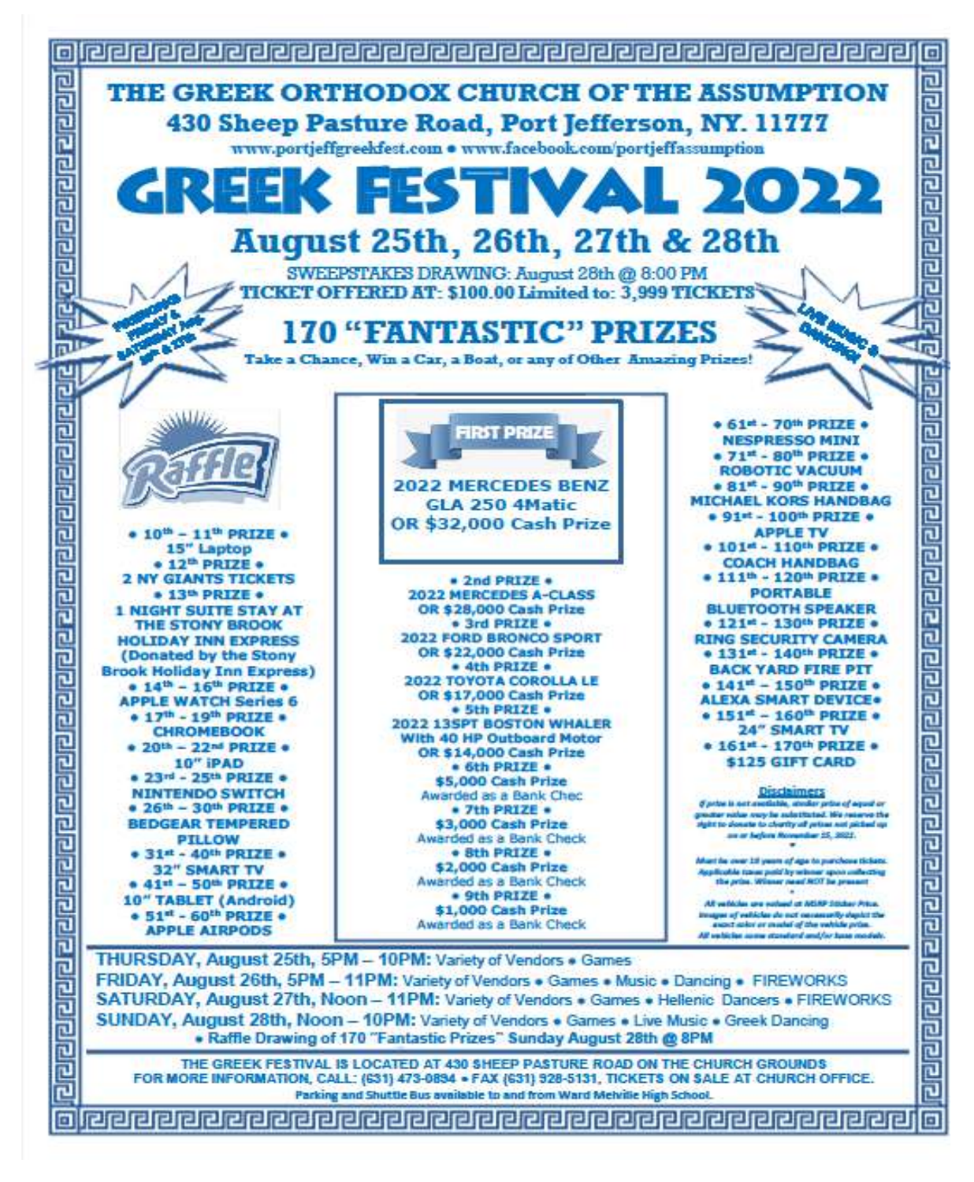# THE GREEK ORTHODOX CHURCH OF THE ASSUMPTION

## 430 Sheep Pasture Road, Port Jefferson, NY. 11777

www.portjeffgreekfest.com • www.facebook.com/portjeffassumption

# GREEK FESTIVAL 2022

## August 25th, 26th, 27th & 28th

SWEEPSTAKES DRAWING: August 28th @ 8:00 PM

TICKET OFFERED AT: $100.00 Limited to: 3,999 TICKETS

FIREWORKS FRIDAY & SATURDAY Aug 26th & 27th

LIVE MUSIC & DANCING!

## 170 "FANTASTIC" PRIZES

Take a Chance, Win a Car, a Boat, or any of Other Amazing Prizes!

Raffle

**FIRST PRIZE**

**2022 MERCEDES BENZ GLA 250 4Matic OR $32,000 Cash Prize**

• 2nd PRIZE •
**2022 MERCEDES A-CLASS OR $28,000 Cash Prize**

• 3rd PRIZE •
**2022 FORD BRONCO SPORT OR $22,000 Cash Prize**

• 4th PRIZE •
**2022 TOYOTA COROLLA LE OR $17,000 Cash Prize**

• 5th PRIZE •
**2022 13SPT BOSTON WHALER With 40 HP Outboard Motor OR $14,000 Cash Prize**

• 6th PRIZE •
**$5,000 Cash Prize**
Awarded as a Bank Chec

• 7th PRIZE •
**$3,000 Cash Prize**
Awarded as a Bank Check

• 8th PRIZE •
**$2,000 Cash Prize**
Awarded as a Bank Check

• 9th PRIZE •
**$1,000 Cash Prize**
Awarded as a Bank Check

• 10th – 11th PRIZE •
**15" Laptop**

• 12th PRIZE •
**2 NY GIANTS TICKETS**

• 13th PRIZE •
**1 NIGHT SUITE STAY AT THE STONY BROOK HOLIDAY INN EXPRESS (Donated by the Stony Brook Holiday Inn Express)**

• 14th – 16th PRIZE •
**APPLE WATCH Series 6**

• 17th – 19th PRIZE •
**CHROMEBOOK**

• 20th – 22nd PRIZE •
**10" iPAD**

• 23rd – 25th PRIZE •
**NINTENDO SWITCH**

• 26th – 30th PRIZE •
**BEDGEAR TEMPERED PILLOW**

• 31st – 40th PRIZE •
**32" SMART TV**

• 41st – 50th PRIZE •
**10" TABLET (Android)**

• 51st – 60th PRIZE •
**APPLE AIRPODS**

• 61st – 70th PRIZE •
**NESPRESSO MINI**

• 71st – 80th PRIZE •
**ROBOTIC VACUUM**

• 81st – 90th PRIZE •
**MICHAEL KORS HANDBAG**

• 91st – 100th PRIZE •
**APPLE TV**

• 101st – 110th PRIZE •
**COACH HANDBAG**

• 111th – 120th PRIZE •
**PORTABLE BLUETOOTH SPEAKER**

• 121st – 130th PRIZE •
**RING SECURITY CAMERA**

• 131st – 140th PRIZE •
**BACK YARD FIRE PIT**

• 141st – 150th PRIZE •
**ALEXA SMART DEVICE**

• 151st – 160th PRIZE •
**24" SMART TV**

• 161st – 170th PRIZE •
**$125 GIFT CARD**

**Disclaimers**

*If prize is not available, similar prize of equal or greater value may be substituted. We reserve the right to donate to charity all prizes not picked up on or before November 15, 2022.*

*Must be over 18 years of age to purchase tickets. Applicable taxes paid by winner upon collecting the prize. Winner need NOT be present*

*All vehicles are valued at MSRP Sticker Price. Images of vehicles do not necessarily depict the exact color or model of the vehicle prize. All vehicles come standard and/or base models.*

**THURSDAY, August 25th, 5PM – 10PM:** Variety of Vendors • Games

**FRIDAY, August 26th, 5PM – 11PM:** Variety of Vendors • Games • Music • Dancing • FIREWORKS

**SATURDAY, August 27th, Noon – 11PM:** Variety of Vendors • Games • Hellenic Dancers • FIREWORKS

**SUNDAY, August 28th, Noon – 10PM:** Variety of Vendors • Games • Live Music • Greek Dancing • Raffle Drawing of 170 "Fantastic Prizes" Sunday August 28th @ 8PM

THE GREEK FESTIVAL IS LOCATED AT 430 SHEEP PASTURE ROAD ON THE CHURCH GROUNDS
FOR MORE INFORMATION, CALL: (631) 473-0894 • FAX (631) 928-5131, TICKETS ON SALE AT CHURCH OFFICE.

Parking and Shuttle Bus available to and from Ward Melville High School.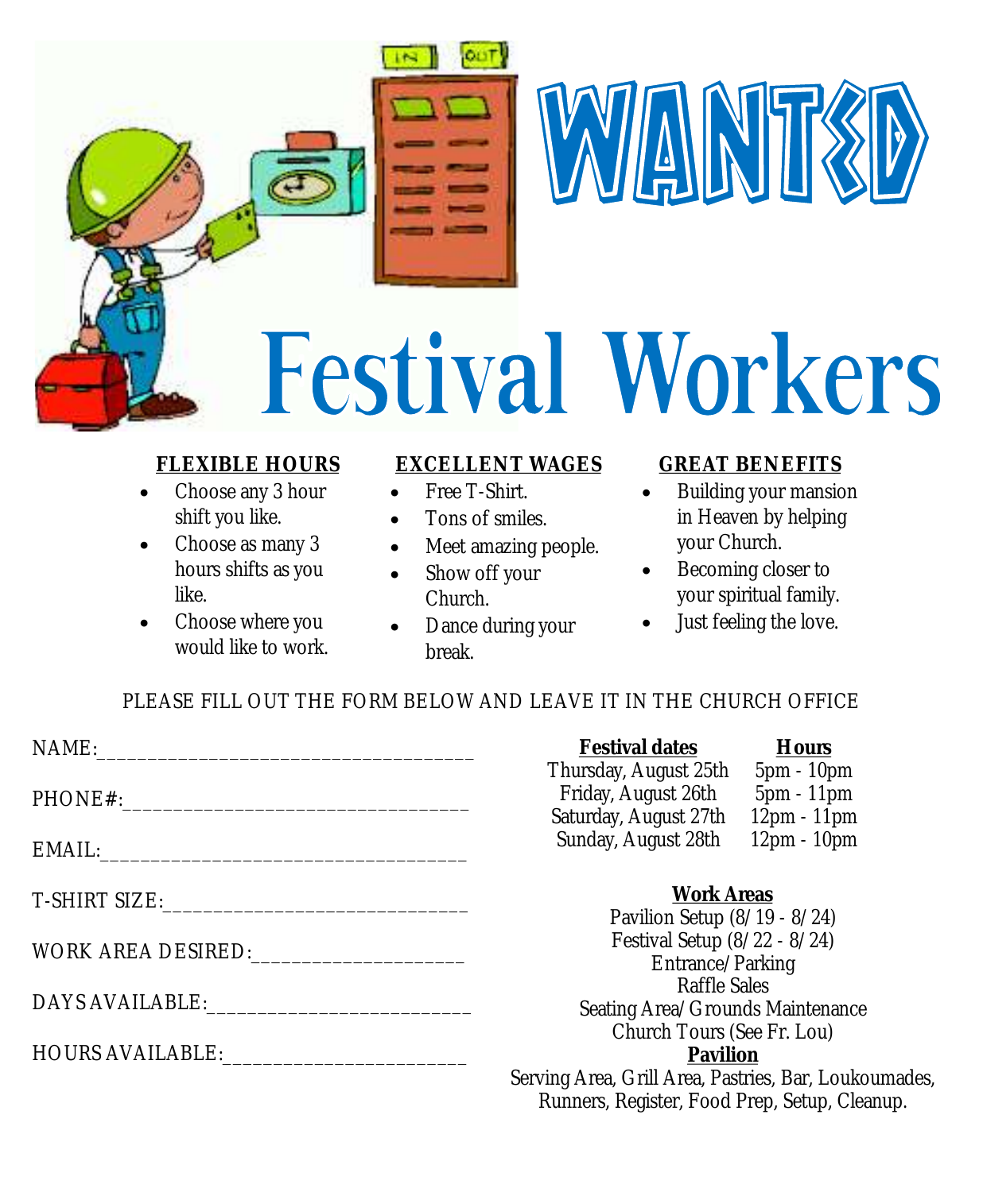# WANTED

# Festival Workers

**FLEXIBLE HOURS**

- Choose any 3 hour shift you like.
- Choose as many 3 hours shifts as you like.
- Choose where you would like to work.

**EXCELLENT WAGES**

- Free T-Shirt.
- Tons of smiles.
- Meet amazing people.
- Show off your Church.
- Dance during your break.

**GREAT BENEFITS**

- Building your mansion in Heaven by helping your Church.
- Becoming closer to your spiritual family.
- Just feeling the love.

PLEASE FILL OUT THE FORM BELOW AND LEAVE IT IN THE CHURCH OFFICE

NAME:_____________________________________

PHONE#:__________________________________

EMAIL:___________________________________

T-SHIRT SIZE:______________________________

WORK AREA DESIRED:____________________

DAYS AVAILABLE:_________________________

HOURS AVAILABLE:_______________________

| Festival dates | Hours |
| --- | --- |
| Thursday, August 25th | 5pm - 10pm |
| Friday, August 26th | 5pm - 11pm |
| Saturday, August 27th | 12pm - 11pm |
| Sunday, August 28th | 12pm - 10pm |

**Work Areas**

Pavilion Setup (8/19 - 8/24)
Festival Setup (8/22 - 8/24)
Entrance/Parking
Raffle Sales
Seating Area/Grounds Maintenance
Church Tours (See Fr. Lou)

**Pavilion**

Serving Area, Grill Area, Pastries, Bar, Loukoumades, Runners, Register, Food Prep, Setup, Cleanup.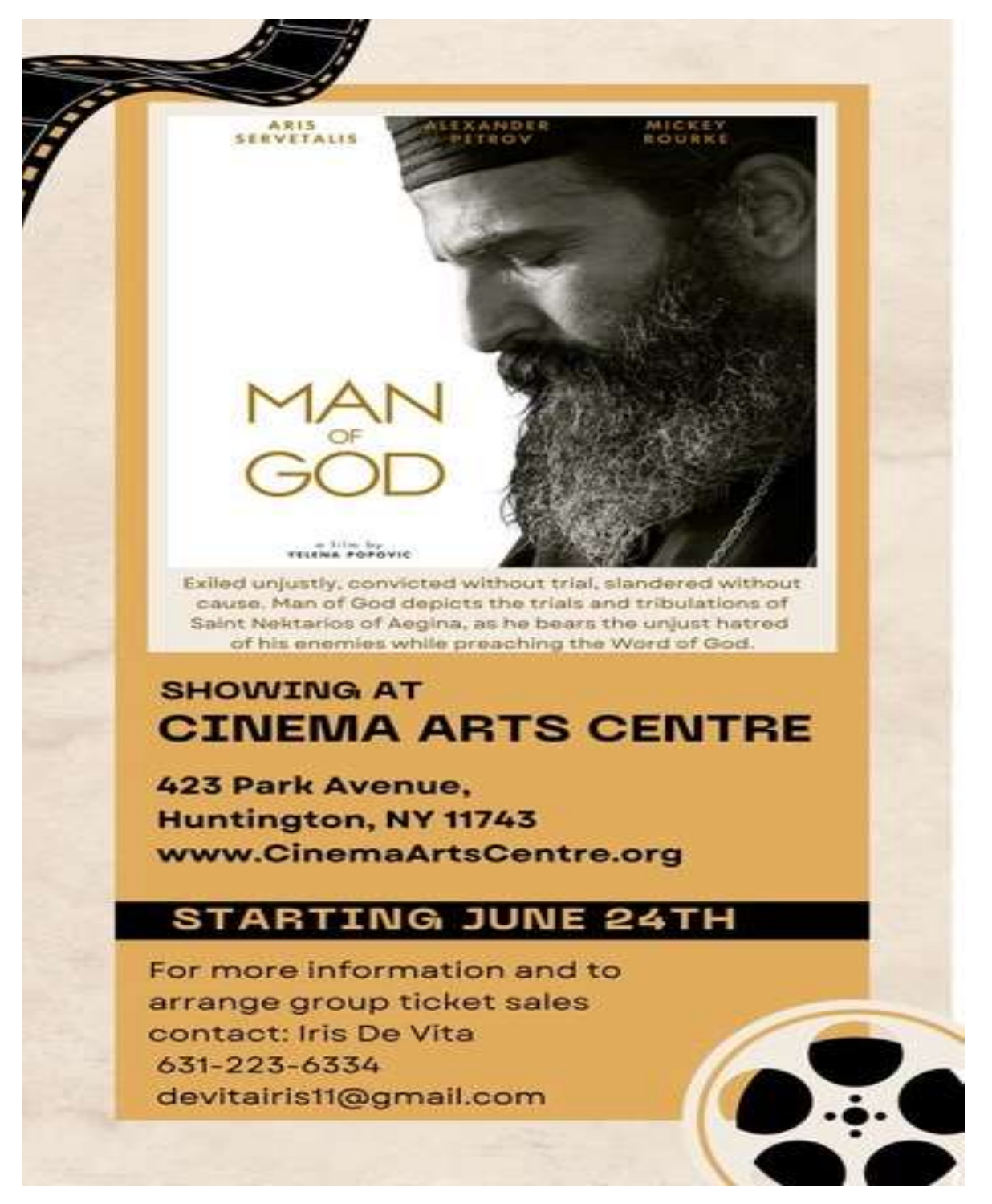ARIS SERVETALIS ALEXANDER PETROV MICKEY ROURKE

# MAN OF GOD

a film by YELENA POPOVIC

Exiled unjustly, convicted without trial, slandered without cause. Man of God depicts the trials and tribulations of Saint Nektarios of Aegina, as he bears the unjust hatred of his enemies while preaching the Word of God.

## SHOWING AT
# CINEMA ARTS CENTRE

**423 Park Avenue,**
**Huntington, NY 11743**
**www.CinemaArtsCentre.org**

## STARTING JUNE 24TH

For more information and to arrange group ticket sales contact: Iris De Vita
631-223-6334
devitairis11@gmail.com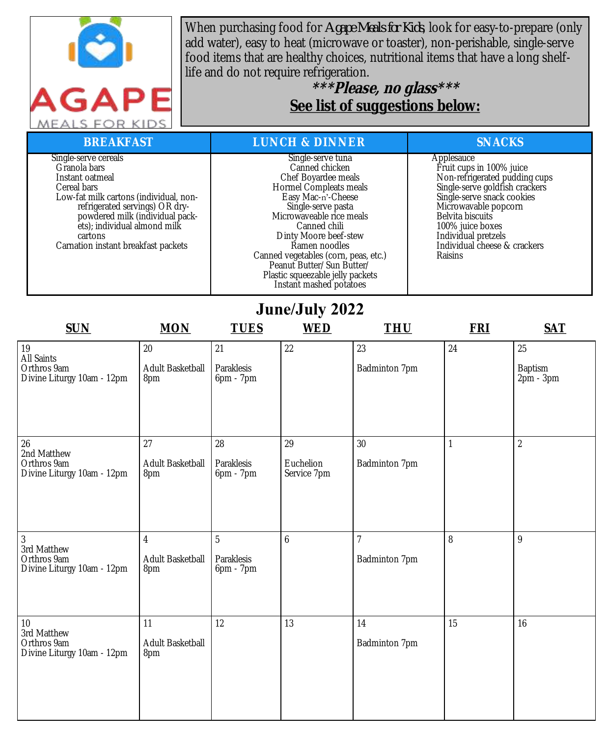AGAPE

MEALS FOR KIDS

When purchasing food for *Agape Meals for Kids*, look for easy-to-prepare (only add water), easy to heat (microwave or toaster), non-perishable, single-serve food items that are healthy choices, nutritional items that have a long shelf-life and do not require refrigeration.

***Please, no glass***

**See list of suggestions below:**

| BREAKFAST | LUNCH & DINNER | SNACKS |
|---|---|---|
| Single-serve cereals<br>Granola bars<br>Instant oatmeal<br>Cereal bars<br>Low-fat milk cartons (individual, non-refrigerated servings) OR dry-powdered milk (individual packets); individual almond milk cartons<br>Carnation instant breakfast packets | Single-serve tuna<br>Canned chicken<br>Chef Boyardee meals<br>Hormel Compleats meals<br>Easy Mac-n'-Cheese<br>Single-serve pasta<br>Microwaveable rice meals<br>Canned chili<br>Dinty Moore beef-stew<br>Ramen noodles<br>Canned vegetables (corn, peas, etc.)<br>Peanut Butter/ Sun Butter/<br>Plastic squeezable jelly packets<br>Instant mashed potatoes | Applesauce<br>Fruit cups in 100% juice<br>Non-refrigerated pudding cups<br>Single-serve goldfish crackers<br>Single-serve snack cookies<br>Microwavable popcorn<br>Belvita biscuits<br>100% juice boxes<br>Individual pretzels<br>Individual cheese & crackers<br>Raisins |

## June/July 2022

| SUN | MON | TUES | WED | THU | FRI | SAT |
|---|---|---|---|---|---|---|
| 19<br>All Saints<br>Orthros 9am<br>Divine Liturgy 10am - 12pm | 20<br>Adult Basketball 8pm | 21<br>Paraklesis 6pm - 7pm | 22 | 23<br>Badminton 7pm | 24 | 25<br>Baptism 2pm - 3pm |
| 26<br>2nd Matthew<br>Orthros 9am<br>Divine Liturgy 10am - 12pm | 27<br>Adult Basketball 8pm | 28<br>Paraklesis 6pm - 7pm | 29<br>Euchelion Service 7pm | 30<br>Badminton 7pm | 1 | 2 |
| 3<br>3rd Matthew<br>Orthros 9am<br>Divine Liturgy 10am - 12pm | 4<br>Adult Basketball 8pm | 5<br>Paraklesis 6pm - 7pm | 6 | 7<br>Badminton 7pm | 8 | 9 |
| 10<br>3rd Matthew<br>Orthros 9am<br>Divine Liturgy 10am - 12pm | 11<br>Adult Basketball 8pm | 12 | 13 | 14<br>Badminton 7pm | 15 | 16 |